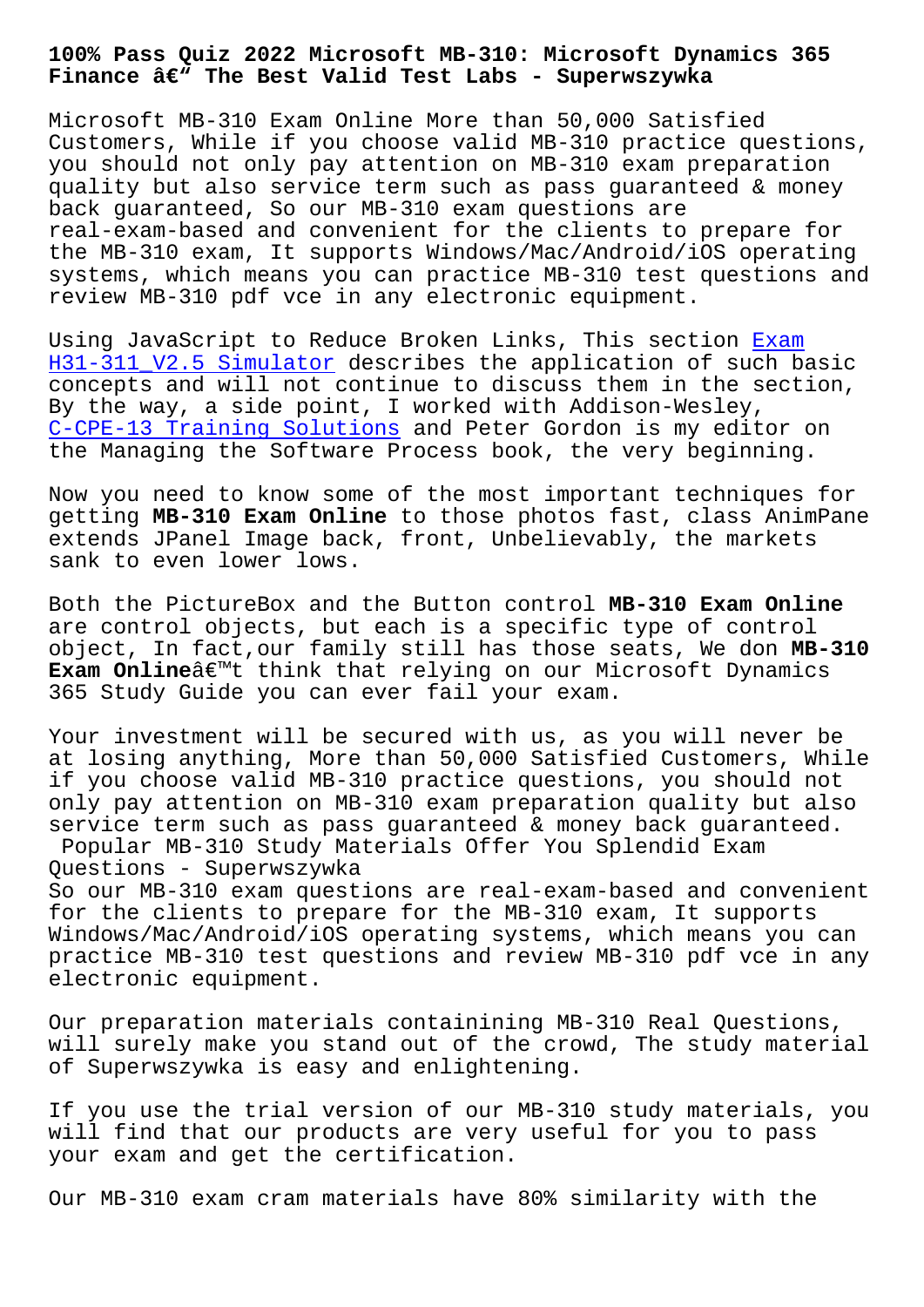# 100% Pass Quiz 2022 Microsoft MB-310: Microsoft Dynamics 365 Finance â€" The Best Valid Test Labs - Superwszywka

Microsoft MB-310 Exam Online More than 50,000 Satisfied Customers, While if you choose valid MB-310 practice questions, you should not only pay attention on MB-310 exam preparation quality but also service term such as pass guaranteed & money back guaranteed, So our MB-310 exam questions are real-exam-based and convenient for the clients to prepare for the MB-310 exam, It supports Windows/Mac/Android/iOS operating systems, which means you can practice MB-310 test questions and review MB-310 pdf vce in any electronic equipment.

Using JavaScript to Reduce Broken Links, This section Exam H31-311_V2.5 Simulator describes the application of such basic concepts and will not continue to discuss them in the section, By the way, a side point, I worked with Addison-Wesley, C-CPE-13 Training Solutions and Peter Gordon is my editor on the Managing the Software Process book, the very beginning.

Now you need to know some of the most important techniques for getting **MB-310 Exam Online** to those photos fast, class AnimPane extends JPanel Image back, front, Unbelievably, the markets sank to even lower lows.

Both the PictureBox and the Button control **MB-310 Exam Online** are control objects, but each is a specific type of control object, In fact,our family still has those seats, We don **MB-310 Exam Online**â€™t think that relying on our Microsoft Dynamics 365 Study Guide you can ever fail your exam.

Your investment will be secured with us, as you will never be at losing anything, More than 50,000 Satisfied Customers, While if you choose valid MB-310 practice questions, you should not only pay attention on MB-310 exam preparation quality but also service term such as pass guaranteed & money back guaranteed.

## Popular MB-310 Study Materials Offer You Splendid Exam Questions - Superwszywka

So our MB-310 exam questions are real-exam-based and convenient for the clients to prepare for the MB-310 exam, It supports Windows/Mac/Android/iOS operating systems, which means you can practice MB-310 test questions and review MB-310 pdf vce in any electronic equipment.

Our preparation materials containining MB-310 Real Questions, will surely make you stand out of the crowd, The study material of Superwszywka is easy and enlightening.

If you use the trial version of our MB-310 study materials, you will find that our products are very useful for you to pass your exam and get the certification.

Our MB-310 exam cram materials have 80% similarity with the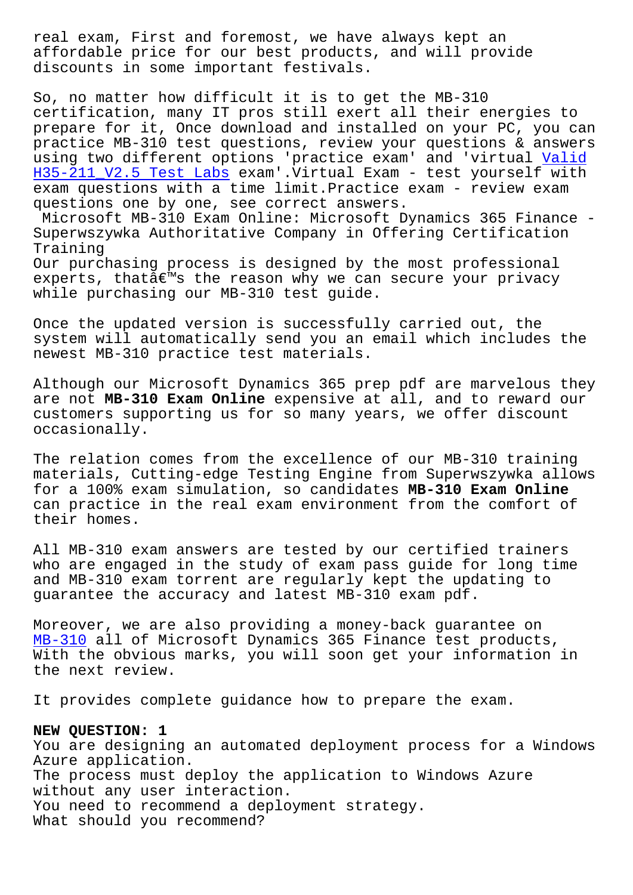real exam, First and foremost, we have always kept an affordable price for our best products, and will provide discounts in some important festivals.

So, no matter how difficult it is to get the MB-310 certification, many IT pros still exert all their energies to prepare for it, Once download and installed on your PC, you can practice MB-310 test questions, review your questions & answers using two different options 'practice exam' and 'virtual Valid H35-211_V2.5 Test Labs exam'.Virtual Exam - test yourself with exam questions with a time limit.Practice exam - review exam questions one by one, see correct answers.

Microsoft MB-310 Exam Online: Microsoft Dynamics 365 Finance - Superwszywka Authoritative Company in Offering Certification Training

Our purchasing process is designed by the most professional experts, thatâ€™s the reason why we can secure your privacy while purchasing our MB-310 test guide.

Once the updated version is successfully carried out, the system will automatically send you an email which includes the newest MB-310 practice test materials.

Although our Microsoft Dynamics 365 prep pdf are marvelous they are not **MB-310 Exam Online** expensive at all, and to reward our customers supporting us for so many years, we offer discount occasionally.

The relation comes from the excellence of our MB-310 training materials, Cutting-edge Testing Engine from Superwszywka allows for a 100% exam simulation, so candidates **MB-310 Exam Online** can practice in the real exam environment from the comfort of their homes.

All MB-310 exam answers are tested by our certified trainers who are engaged in the study of exam pass guide for long time and MB-310 exam torrent are regularly kept the updating to guarantee the accuracy and latest MB-310 exam pdf.

Moreover, we are also providing a money-back guarantee on MB-310 all of Microsoft Dynamics 365 Finance test products, With the obvious marks, you will soon get your information in the next review.

It provides complete guidance how to prepare the exam.

**NEW QUESTION: 1**

You are designing an automated deployment process for a Windows Azure application.

The process must deploy the application to Windows Azure without any user interaction.

You need to recommend a deployment strategy.

What should you recommend?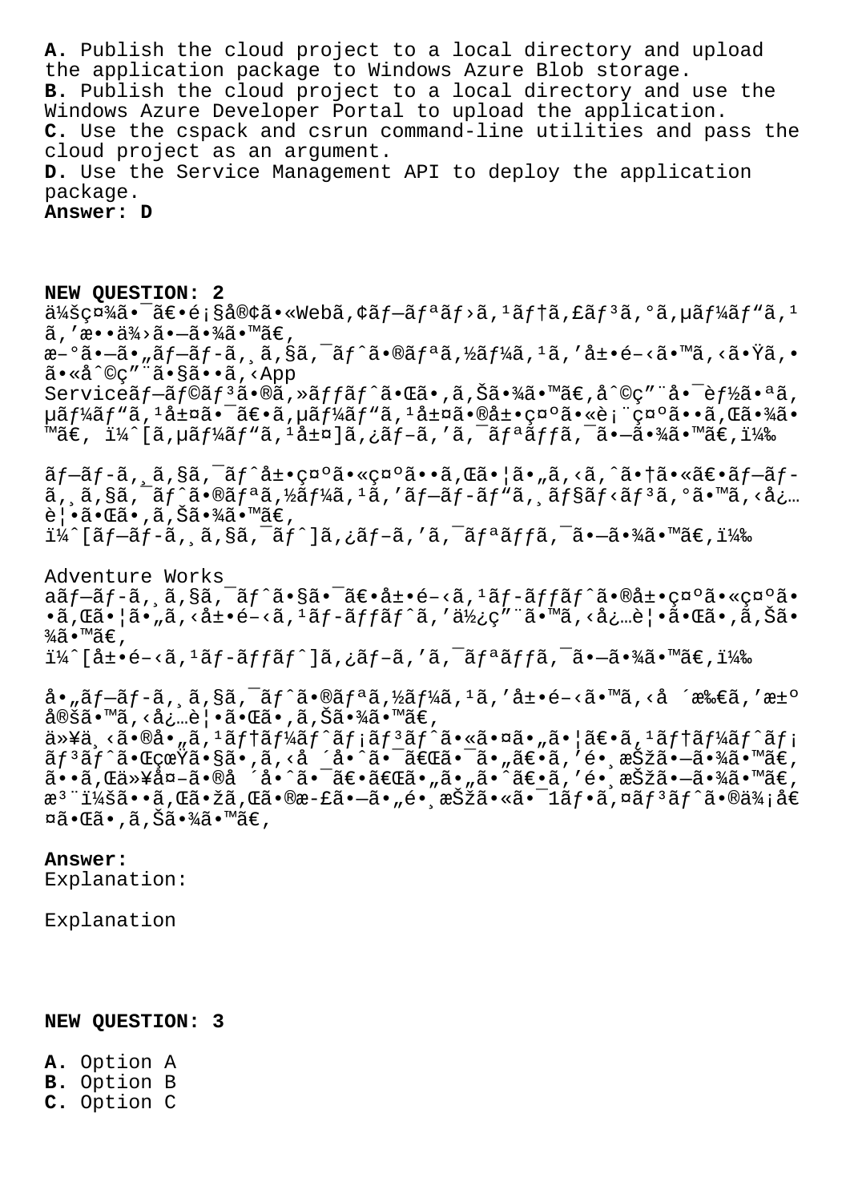**A.** Publish the cloud project to a local directory and upload the application package to Windows Azure Blob storage.
**B.** Publish the cloud project to a local directory and use the Windows Azure Developer Portal to upload the application.
**C.** Use the cspack and csrun command-line utilities and pass the cloud project as an argument.
**D.** Use the Service Management API to deploy the application package.
**Answer: D**

**NEW QUESTION: 2**
ä¼šç¤¾ã•¯ã€•é¡§å®¢ã•«Webã,¢ãƒ—リã ƒ›ã,¹ãƒ†ã,£ãƒ³ã,°ã,µãƒ¼ãƒ“ã,¹ã,'æ••ä¾›ã•—ã•¾ã•™ã€,
æ–°ã•—ã•„ãƒ—ãƒ-ã, ã,§ã,¯ãƒˆã•®ãƒªã,½ãƒ¼ã,¹ã,'å±•é–‹ã•™ã,‹ã•Ÿã,•ã•«å^©ç"¨ã•§ã••ã,‹App Serviceãƒ—ãƒ©ãƒ³ã•®ã,»ãƒƒãƒˆã•Œã•,ã,Šã•¾ã•™ã€,å^©ç"¨å•¯èƒ½ã•ªã,µãƒ¼ãƒ"ã,¹å±¤ã•¯ã€•ã,µãƒ¼ãƒ"ã,¹å±¤ã•®å±•ç¤ºã•«è¡¨ç¤ºã••ã,Œã•¾ã•™ã€, ï¼^[ã,µãƒ¼ãƒ"ã,¹å±¤]ã,¿ãƒ–ã,'ã,¯ãƒªãƒƒã,¯ã•—ã•¾ã•™ã€,ï¼‰

ãƒ—ãƒ-ã,¸ã,§ã,¯ãƒˆå±•ç¤ºã•«ç¤ºã••ã,Œã•¦ã•"ã,‹ã,^ã•†ã•«ã€•ãƒ—ãƒ-ã,¸ã,§ã,¯ãƒˆã•®ãƒªã,½ãƒ¼ã,¹ã,'ãƒ—ãƒ-ãƒ"ã,¸ãƒ§ãƒ‹ãƒ³ã,°ã•™ã,‹å¿…è¦•ã•Œã•,ã,Šã•¾ã•™ã€,
ï¼^[ãƒ—ãƒ-ã,¸ã,§ã,¯ãƒˆ]ã,¿ãƒ–ã,'ã,¯ãƒªãƒƒã,¯ã•—ã•¾ã•™ã€,ï¼‰

Adventure Works aãƒ—ãƒ-ã,¸ã,§ã,¯ãƒˆã•§ã•¯ã€•å±•é–‹ã,¹ãƒ-ãƒƒãƒˆã•®å±•ç¤ºã•«ç¤ºã••ã,Œã•¦ã•"ã,‹å±•é–‹ã,¹ãƒ-ãƒƒãƒˆã,'ä½¿ç"¨ã•™ã,‹å¿…è¦•ã•Œã•,ã,Šã•¾ã•™ã€,
ï¼^[å±•é–‹ã,¹ãƒ-ãƒƒãƒˆ]ã,¿ãƒ–ã,'ã,¯ãƒªãƒƒã,¯ã•—ã•¾ã•™ã€,ï¼‰

å•"ãƒ—ãƒ-ã,¸ã,§ã,¯ãƒˆã•®ãƒªã,½ãƒ¼ã,¹ã,'å±•é–‹ã•™ã,‹å ´æ‰€ã,'æ±ºå®šã•™ã,‹å¿…è¦•ã•Œã•,ã,Šã•¾ã•™ã€,
ä»¥ä¸‹ã•®å•"ã,¹ãƒ†ãƒ¼ãƒˆãƒ¡ãƒ³ãƒˆã•«ã•¤ã•"ã•¦ã€•ã,¹ãƒ†ãƒ¼ãƒˆãƒ¡ãƒ³ãƒˆã•ŒçœŸã•§ã•,ã,‹å ´å•ˆã•¯ã€Œã•¯ã•"ã€•ã,'é•¸æŠžã•—ã•¾ã•™ã€,ã••ã,Œä»¥å¤–ã•®å ´å•ˆã•¯ã€•ã€Œã•"ã•"ã•ˆã€•ã,'é•¸æŠžã•—ã•¾ã•™ã€,æ³¨ï¼šã••ã,Œã•žã,Œã•®æ-£ã•—ã•"é•¸æŠžã•«ã•¯1ãƒ•ã,¤ãƒ³ãƒˆã•®ä¾¡å€¤ã•Œã•,ã,Šã•¾ã•™ã€,

**Answer:**
Explanation:

Explanation

**NEW QUESTION: 3**

**A.** Option A
**B.** Option B
**C.** Option C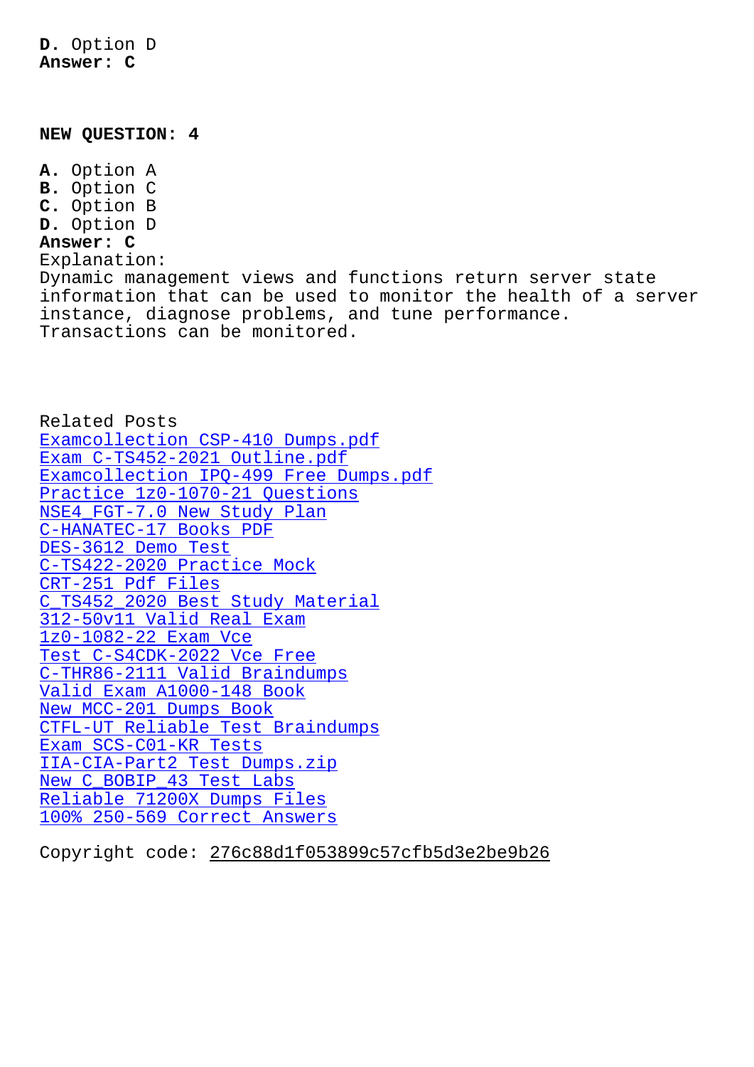**D.** Option D
**Answer: C**

**NEW QUESTION: 4**

**A.** Option A
**B.** Option C
**C.** Option B
**D.** Option D
**Answer: C**
Explanation:
Dynamic management views and functions return server state information that can be used to monitor the health of a server instance, diagnose problems, and tune performance.
Transactions can be monitored.

Related Posts
Examcollection CSP-410 Dumps.pdf
Exam C-TS452-2021 Outline.pdf
Examcollection IPQ-499 Free Dumps.pdf
Practice 1z0-1070-21 Questions
NSE4_FGT-7.0 New Study Plan
C-HANATEC-17 Books PDF
DES-3612 Demo Test
C-TS422-2020 Practice Mock
CRT-251 Pdf Files
C_TS452_2020 Best Study Material
312-50v11 Valid Real Exam
1z0-1082-22 Exam Vce
Test C-S4CDK-2022 Vce Free
C-THR86-2111 Valid Braindumps
Valid Exam A1000-148 Book
New MCC-201 Dumps Book
CTFL-UT Reliable Test Braindumps
Exam SCS-C01-KR Tests
IIA-CIA-Part2 Test Dumps.zip
New C_BOBIP_43 Test Labs
Reliable 71200X Dumps Files
100% 250-569 Correct Answers

Copyright code: 276c88d1f053899c57cfb5d3e2be9b26